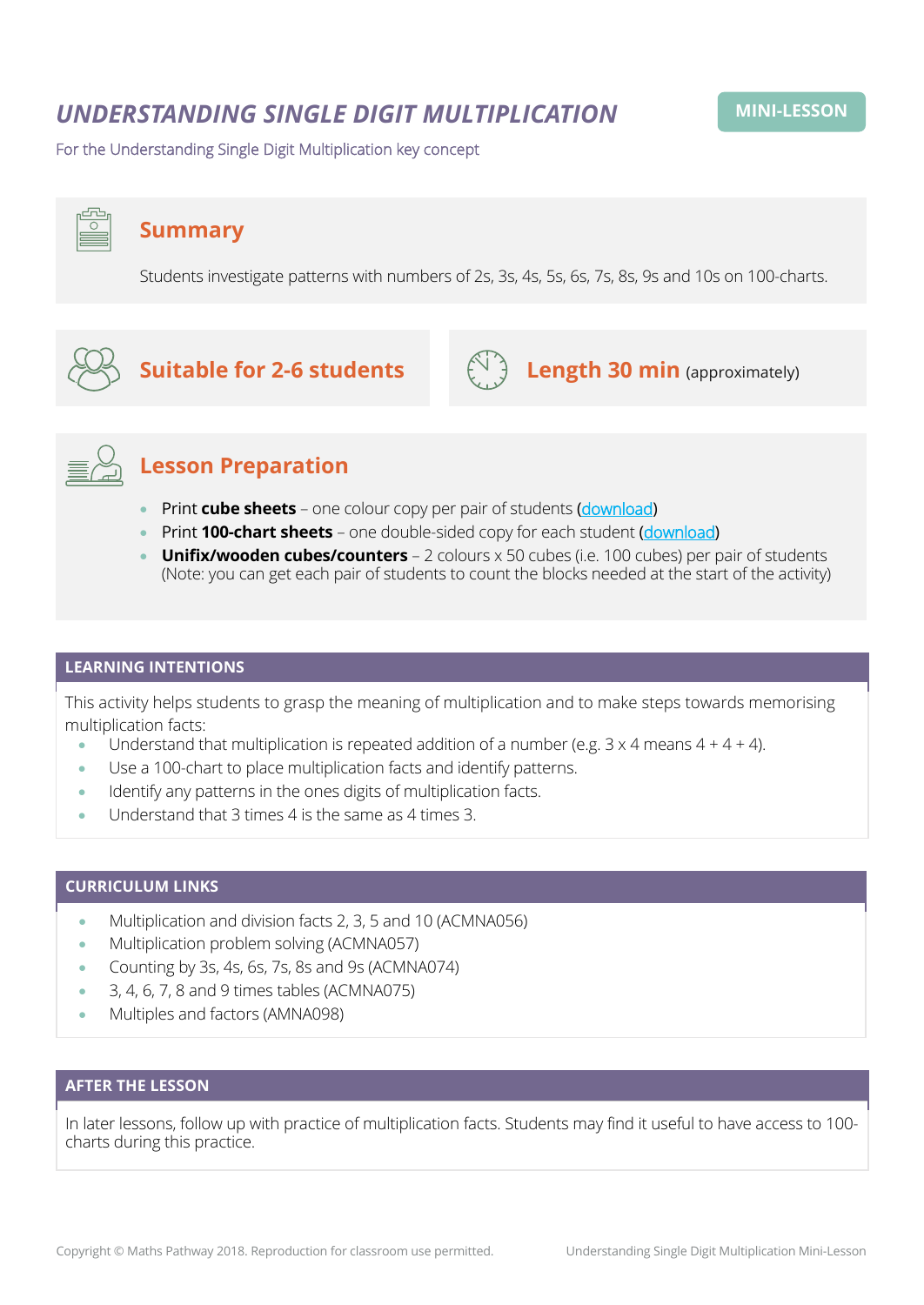# *UNDERSTANDING SINGLE DIGIT MULTIPLICATION*

**MINI-LESSON**

For the Understanding Single Digit Multiplication key concept

## Summary

Students investigate patterns with numbers of 2s, 3s, 4s, 5s, 6s, 7s, 8s, 9s and 10s on 100-charts.

## Suitable for 2-6 students

## Length 30 min (approximately)

## Lesson Preparation

- Print **cube sheets** – one colour copy per pair of students (download)
- Print **100-chart sheets** – one double-sided copy for each student (download)
- **Unifix/wooden cubes/counters** – 2 colours x 50 cubes (i.e. 100 cubes) per pair of students (Note: you can get each pair of students to count the blocks needed at the start of the activity)

## LEARNING INTENTIONS

This activity helps students to grasp the meaning of multiplication and to make steps towards memorising multiplication facts:

- Understand that multiplication is repeated addition of a number (e.g. 3 x 4 means 4 + 4 + 4).
- Use a 100-chart to place multiplication facts and identify patterns.
- Identify any patterns in the ones digits of multiplication facts.
- Understand that 3 times 4 is the same as 4 times 3.

## CURRICULUM LINKS

- Multiplication and division facts 2, 3, 5 and 10 (ACMNA056)
- Multiplication problem solving (ACMNA057)
- Counting by 3s, 4s, 6s, 7s, 8s and 9s (ACMNA074)
- 3, 4, 6, 7, 8 and 9 times tables (ACMNA075)
- Multiples and factors (AMNA098)

## AFTER THE LESSON

In later lessons, follow up with practice of multiplication facts. Students may find it useful to have access to 100-charts during this practice.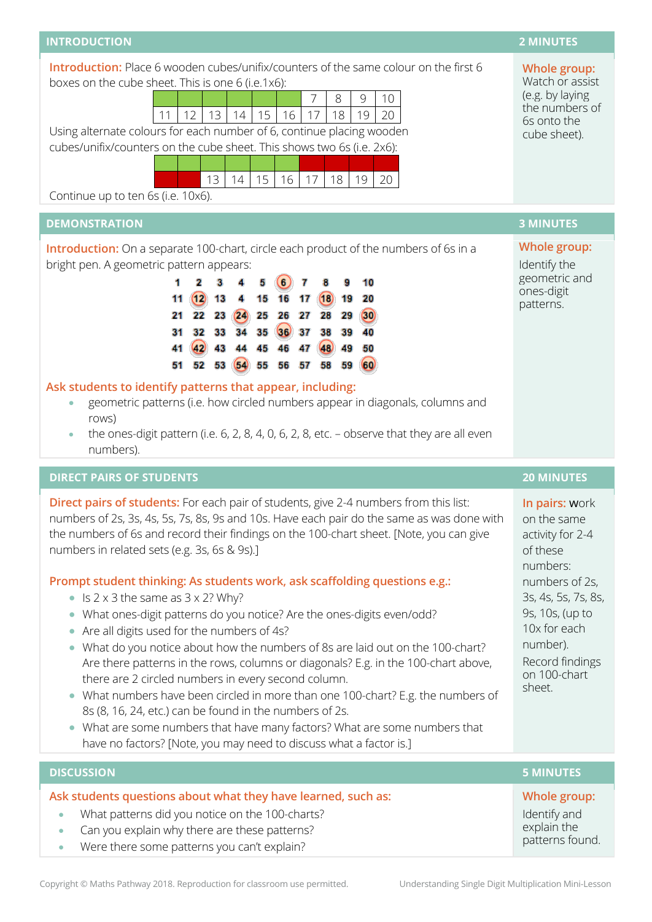| INTRODUCTION | 2 MINUTES |
|---|---|
| **Introduction:** Place 6 wooden cubes/unifix/counters of the same colour on the first 6 boxes on the cube sheet. This is one 6 (i.e.1x6): | **Whole group:** Watch or assist (e.g. by laying the numbers of 6s onto the cube sheet). |

| | | | | | | | | | |
|---|---|---|---|---|---|---|---|---|---|
| | | | | | | 7 | 8 | 9 | 10 |
| 11 | 12 | 13 | 14 | 15 | 16 | 17 | 18 | 19 | 20 |

Using alternate colours for each number of 6, continue placing wooden cubes/unifix/counters on the cube sheet. This shows two 6s (i.e. 2x6):

| | | | | | | | | | |
|---|---|---|---|---|---|---|---|---|---|
| | | | | | | | | | |
| | | 13 | 14 | 15 | 16 | 17 | 18 | 19 | 20 |

Continue up to ten 6s (i.e. 10x6).

| DEMONSTRATION | 3 MINUTES |
|---|---|
| **Introduction:** On a separate 100-chart, circle each product of the numbers of 6s in a bright pen. A geometric pattern appears: | **Whole group:** Identify the geometric and ones-digit patterns. |

| | | | | | | | | | |
|---|---|---|---|---|---|---|---|---|---|
| 1 | 2 | 3 | 4 | 5 | (6) | 7 | 8 | 9 | 10 |
| 11 | (12) | 13 | 4 | 15 | 16 | 17 | (18) | 19 | 20 |
| 21 | 22 | 23 | (24) | 25 | 26 | 27 | 28 | 29 | (30) |
| 31 | 32 | 33 | 34 | 35 | (36) | 37 | 38 | 39 | 40 |
| 41 | (42) | 43 | 44 | 45 | 46 | 47 | (48) | 49 | 50 |
| 51 | 52 | 53 | (54) | 55 | 56 | 57 | 58 | 59 | (60) |

**Ask students to identify patterns that appear, including:**

- geometric patterns (i.e. how circled numbers appear in diagonals, columns and rows)
- the ones-digit pattern (i.e. 6, 2, 8, 4, 0, 6, 2, 8, etc. – observe that they are all even numbers).

| DIRECT PAIRS OF STUDENTS | 20 MINUTES |
|---|---|
| **Direct pairs of students:** For each pair of students, give 2-4 numbers from this list: numbers of 2s, 3s, 4s, 5s, 7s, 8s, 9s and 10s. Have each pair do the same as was done with the numbers of 6s and record their findings on the 100-chart sheet. [Note, you can give numbers in related sets (e.g. 3s, 6s & 9s).] | **In pairs:** work on the same activity for 2-4 of these numbers: numbers of 2s, 3s, 4s, 5s, 7s, 8s, 9s, 10s, (up to 10x for each number). Record findings on 100-chart sheet. |

**Prompt student thinking: As students work, ask scaffolding questions e.g.:**

- Is 2 x 3 the same as 3 x 2? Why?
- What ones-digit patterns do you notice? Are the ones-digits even/odd?
- Are all digits used for the numbers of 4s?
- What do you notice about how the numbers of 8s are laid out on the 100-chart? Are there patterns in the rows, columns or diagonals? E.g. in the 100-chart above, there are 2 circled numbers in every second column.
- What numbers have been circled in more than one 100-chart? E.g. the numbers of 8s (8, 16, 24, etc.) can be found in the numbers of 2s.
- What are some numbers that have many factors? What are some numbers that have no factors? [Note, you may need to discuss what a factor is.]

| DISCUSSION | 5 MINUTES |
|---|---|
| **Ask students questions about what they have learned, such as:** | **Whole group:** Identify and explain the patterns found. |

- What patterns did you notice on the 100-charts?
- Can you explain why there are these patterns?
- Were there some patterns you can't explain?

Copyright © Maths Pathway 2018. Reproduction for classroom use permitted.

Understanding Single Digit Multiplication Mini-Lesson